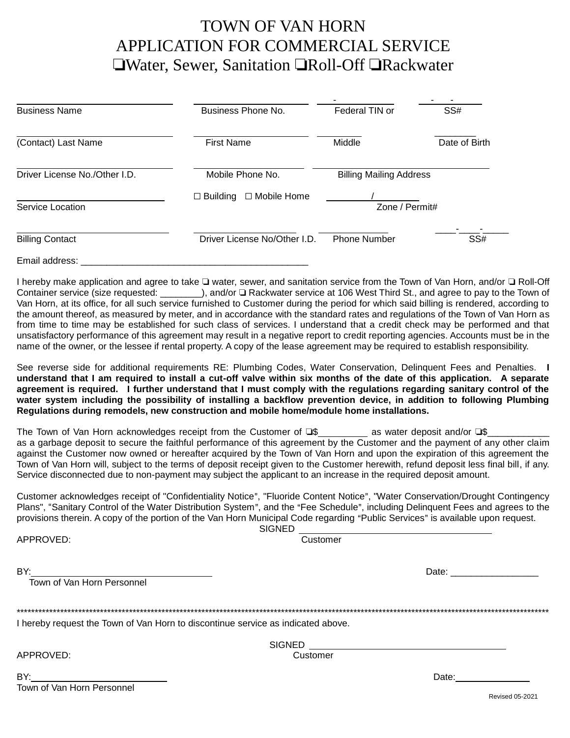# TOWN OF VAN HORN
# APPLICATION FOR COMMERCIAL SERVICE
## ❑Water, Sewer, Sanitation ❑Roll-Off ❑Rackwater

| ______________________ | ______________________ | ____-________ | ____-____-____ |
|---|---|---|---|
| Business Name | Business Phone No. | Federal TIN or | SS# |
| ______________________ | ______________________ | ________ | ________ |
| (Contact) Last Name | First Name | Middle | Date of Birth |
| ______________________ | ______________________ | ______________________ | |
| Driver License No./Other I.D. | Mobile Phone No. | Billing Mailing Address | |
| ______________________ | ☐ Building ☐ Mobile Home | ________/________ | |
| Service Location | | Zone / Permit# | |
| ______________________ | ______________________ | ____________ | ____-____-_____ |
| Billing Contact | Driver License No/Other I.D. | Phone Number | SS# |

Email address: ____________________________________________

I hereby make application and agree to take ❑ water, sewer, and sanitation service from the Town of Van Horn, and/or ❑ Roll-Off Container service (size requested: ________), and/or ❑ Rackwater service at 106 West Third St., and agree to pay to the Town of Van Horn, at its office, for all such service furnished to Customer during the period for which said billing is rendered, according to the amount thereof, as measured by meter, and in accordance with the standard rates and regulations of the Town of Van Horn as from time to time may be established for such class of services. I understand that a credit check may be performed and that unsatisfactory performance of this agreement may result in a negative report to credit reporting agencies. Accounts must be in the name of the owner, or the lessee if rental property. A copy of the lease agreement may be required to establish responsibility.

See reverse side for additional requirements RE: Plumbing Codes, Water Conservation, Delinquent Fees and Penalties. **I understand that I am required to install a cut-off valve within six months of the date of this application. A separate agreement is required. I further understand that I must comply with the regulations regarding sanitary control of the water system including the possibility of installing a backflow prevention device, in addition to following Plumbing Regulations during remodels, new construction and mobile home/module home installations.**

The Town of Van Horn acknowledges receipt from the Customer of ❑$_________ as water deposit and/or ❑$____________ as a garbage deposit to secure the faithful performance of this agreement by the Customer and the payment of any other claim against the Customer now owned or hereafter acquired by the Town of Van Horn and upon the expiration of this agreement the Town of Van Horn will, subject to the terms of deposit receipt given to the Customer herewith, refund deposit less final bill, if any. Service disconnected due to non-payment may subject the applicant to an increase in the required deposit amount.

Customer acknowledges receipt of "Confidentiality Notice", "Fluoride Content Notice", "Water Conservation/Drought Contingency Plans", "Sanitary Control of the Water Distribution System", and the "Fee Schedule", including Delinquent Fees and agrees to the provisions therein. A copy of the portion of the Van Horn Municipal Code regarding "Public Services" is available upon request.

SIGNED ______________________________
Customer

APPROVED:

BY:______________________________ Date: _________________
Town of Van Horn Personnel

*****************************************************************************************************************************

I hereby request the Town of Van Horn to discontinue service as indicated above.

SIGNED ______________________________
Customer

APPROVED:

BY:______________________________ Date:_______________
Town of Van Horn Personnel

Revised 05-2021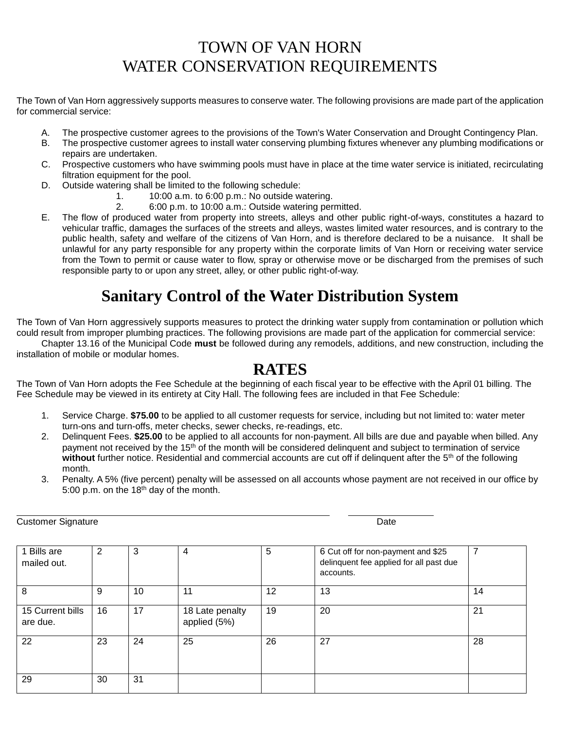# TOWN OF VAN HORN
# WATER CONSERVATION REQUIREMENTS

The Town of Van Horn aggressively supports measures to conserve water. The following provisions are made part of the application for commercial service:

A. The prospective customer agrees to the provisions of the Town's Water Conservation and Drought Contingency Plan.
B. The prospective customer agrees to install water conserving plumbing fixtures whenever any plumbing modifications or repairs are undertaken.
C. Prospective customers who have swimming pools must have in place at the time water service is initiated, recirculating filtration equipment for the pool.
D. Outside watering shall be limited to the following schedule:
    1. 10:00 a.m. to 6:00 p.m.: No outside watering.
    2. 6:00 p.m. to 10:00 a.m.: Outside watering permitted.
E. The flow of produced water from property into streets, alleys and other public right-of-ways, constitutes a hazard to vehicular traffic, damages the surfaces of the streets and alleys, wastes limited water resources, and is contrary to the public health, safety and welfare of the citizens of Van Horn, and is therefore declared to be a nuisance. It shall be unlawful for any party responsible for any property within the corporate limits of Van Horn or receiving water service from the Town to permit or cause water to flow, spray or otherwise move or be discharged from the premises of such responsible party to or upon any street, alley, or other public right-of-way.

## Sanitary Control of the Water Distribution System

The Town of Van Horn aggressively supports measures to protect the drinking water supply from contamination or pollution which could result from improper plumbing practices. The following provisions are made part of the application for commercial service:

Chapter 13.16 of the Municipal Code **must** be followed during any remodels, additions, and new construction, including the installation of mobile or modular homes.

## RATES

The Town of Van Horn adopts the Fee Schedule at the beginning of each fiscal year to be effective with the April 01 billing. The Fee Schedule may be viewed in its entirety at City Hall. The following fees are included in that Fee Schedule:

1. Service Charge. **$75.00** to be applied to all customer requests for service, including but not limited to: water meter turn-ons and turn-offs, meter checks, sewer checks, re-readings, etc.
2. Delinquent Fees. **$25.00** to be applied to all accounts for non-payment. All bills are due and payable when billed. Any payment not received by the 15th of the month will be considered delinquent and subject to termination of service **without** further notice. Residential and commercial accounts are cut off if delinquent after the 5th of the following month.
3. Penalty. A 5% (five percent) penalty will be assessed on all accounts whose payment are not received in our office by 5:00 p.m. on the 18th day of the month.

______________________________ ______________
Customer Signature Date

| | | | | | | |
|---|---|---|---|---|---|---|
| 1 Bills are mailed out. | 2 | 3 | 4 | 5 | 6 Cut off for non-payment and $25 delinquent fee applied for all past due accounts. | 7 |
| 8 | 9 | 10 | 11 | 12 | 13 | 14 |
| 15 Current bills are due. | 16 | 17 | 18 Late penalty applied (5%) | 19 | 20 | 21 |
| 22 | 23 | 24 | 25 | 26 | 27 | 28 |
| 29 | 30 | 31 | | | | |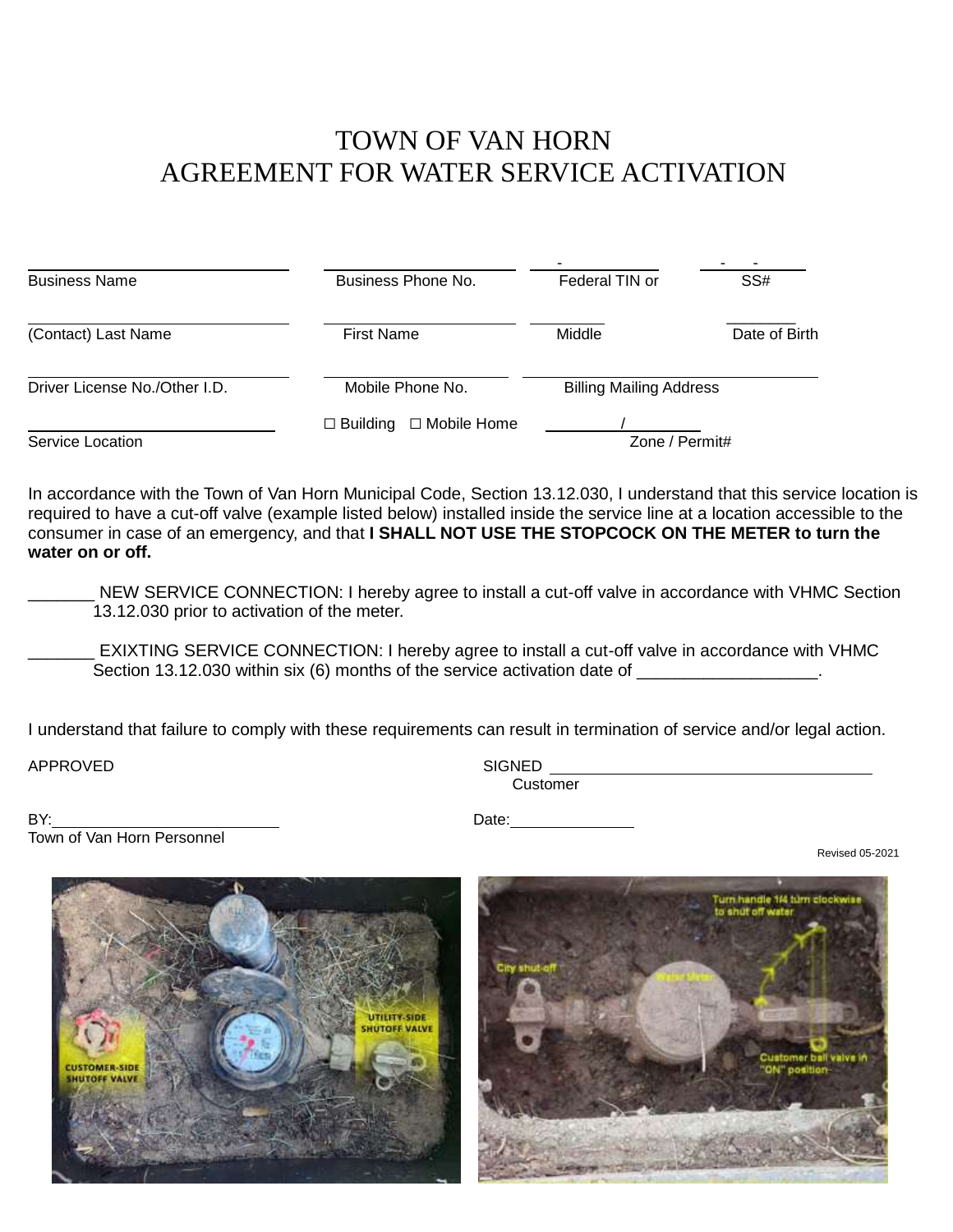# TOWN OF VAN HORN
# AGREEMENT FOR WATER SERVICE ACTIVATION

| | | | |
|---|---|---|---|
| Business Name | Business Phone No. | Federal TIN or | SS# |
| (Contact) Last Name | First Name | Middle | Date of Birth |
| Driver License No./Other I.D. | Mobile Phone No. | Billing Mailing Address | |
| Service Location | ☐ Building ☐ Mobile Home | Zone / Permit# | |

In accordance with the Town of Van Horn Municipal Code, Section 13.12.030, I understand that this service location is required to have a cut-off valve (example listed below) installed inside the service line at a location accessible to the consumer in case of an emergency, and that **I SHALL NOT USE THE STOPCOCK ON THE METER to turn the water on or off.**

_______ NEW SERVICE CONNECTION: I hereby agree to install a cut-off valve in accordance with VHMC Section 13.12.030 prior to activation of the meter.

_______ EXIXTING SERVICE CONNECTION: I hereby agree to install a cut-off valve in accordance with VHMC Section 13.12.030 within six (6) months of the service activation date of ___________________.

I understand that failure to comply with these requirements can result in termination of service and/or legal action.

APPROVED

SIGNED ______________________________________
Customer

BY:__________________________
Town of Van Horn Personnel

Date:_______________

Revised 05-2021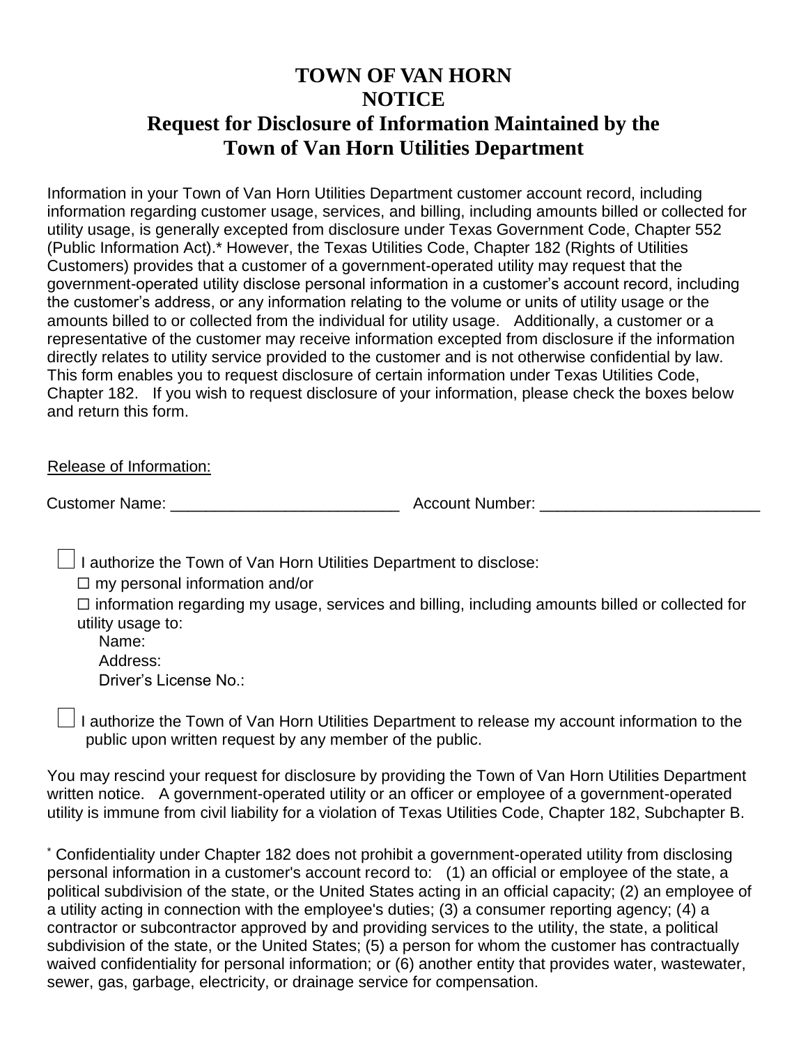# TOWN OF VAN HORN
# NOTICE
# Request for Disclosure of Information Maintained by the Town of Van Horn Utilities Department

Information in your Town of Van Horn Utilities Department customer account record, including information regarding customer usage, services, and billing, including amounts billed or collected for utility usage, is generally excepted from disclosure under Texas Government Code, Chapter 552 (Public Information Act).* However, the Texas Utilities Code, Chapter 182 (Rights of Utilities Customers) provides that a customer of a government-operated utility may request that the government-operated utility disclose personal information in a customer's account record, including the customer's address, or any information relating to the volume or units of utility usage or the amounts billed to or collected from the individual for utility usage. Additionally, a customer or a representative of the customer may receive information excepted from disclosure if the information directly relates to utility service provided to the customer and is not otherwise confidential by law. This form enables you to request disclosure of certain information under Texas Utilities Code, Chapter 182. If you wish to request disclosure of your information, please check the boxes below and return this form.

Release of Information:

Customer Name: ___________________________ Account Number: _________________________

☐ I authorize the Town of Van Horn Utilities Department to disclose:

☐ my personal information and/or

☐ information regarding my usage, services and billing, including amounts billed or collected for utility usage to:

Name:

Address:

Driver's License No.:

☐ I authorize the Town of Van Horn Utilities Department to release my account information to the public upon written request by any member of the public.

You may rescind your request for disclosure by providing the Town of Van Horn Utilities Department written notice. A government-operated utility or an officer or employee of a government-operated utility is immune from civil liability for a violation of Texas Utilities Code, Chapter 182, Subchapter B.

* Confidentiality under Chapter 182 does not prohibit a government-operated utility from disclosing personal information in a customer's account record to: (1) an official or employee of the state, a political subdivision of the state, or the United States acting in an official capacity; (2) an employee of a utility acting in connection with the employee's duties; (3) a consumer reporting agency; (4) a contractor or subcontractor approved by and providing services to the utility, the state, a political subdivision of the state, or the United States; (5) a person for whom the customer has contractually waived confidentiality for personal information; or (6) another entity that provides water, wastewater, sewer, gas, garbage, electricity, or drainage service for compensation.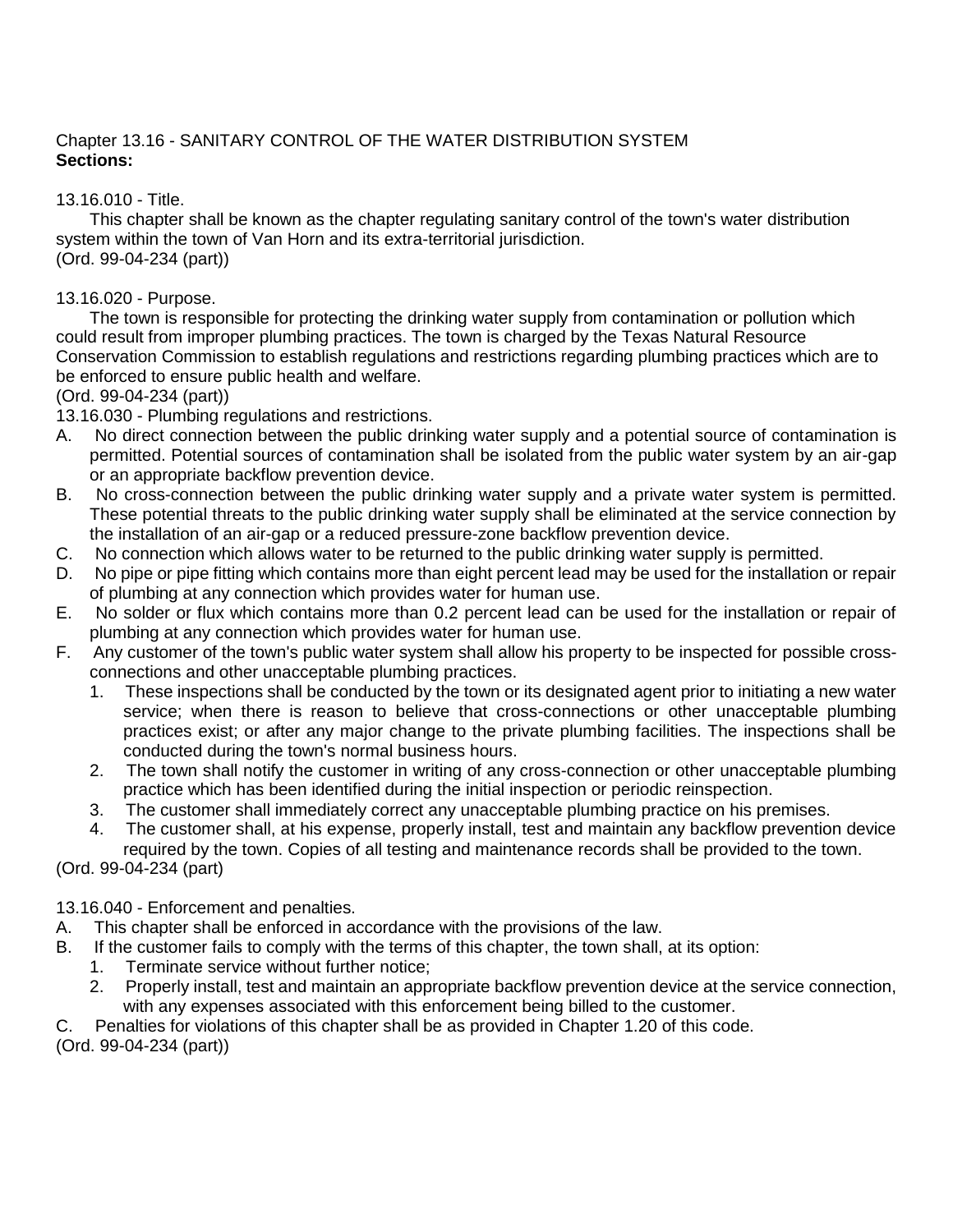# Chapter 13.16 - SANITARY CONTROL OF THE WATER DISTRIBUTION SYSTEM

**Sections:**

## 13.16.010 - Title.

This chapter shall be known as the chapter regulating sanitary control of the town's water distribution system within the town of Van Horn and its extra-territorial jurisdiction.

(Ord. 99-04-234 (part))

## 13.16.020 - Purpose.

The town is responsible for protecting the drinking water supply from contamination or pollution which could result from improper plumbing practices. The town is charged by the Texas Natural Resource Conservation Commission to establish regulations and restrictions regarding plumbing practices which are to be enforced to ensure public health and welfare.

(Ord. 99-04-234 (part))

## 13.16.030 - Plumbing regulations and restrictions.

A. No direct connection between the public drinking water supply and a potential source of contamination is permitted. Potential sources of contamination shall be isolated from the public water system by an air-gap or an appropriate backflow prevention device.

B. No cross-connection between the public drinking water supply and a private water system is permitted. These potential threats to the public drinking water supply shall be eliminated at the service connection by the installation of an air-gap or a reduced pressure-zone backflow prevention device.

C. No connection which allows water to be returned to the public drinking water supply is permitted.

D. No pipe or pipe fitting which contains more than eight percent lead may be used for the installation or repair of plumbing at any connection which provides water for human use.

E. No solder or flux which contains more than 0.2 percent lead can be used for the installation or repair of plumbing at any connection which provides water for human use.

F. Any customer of the town's public water system shall allow his property to be inspected for possible cross-connections and other unacceptable plumbing practices.

1. These inspections shall be conducted by the town or its designated agent prior to initiating a new water service; when there is reason to believe that cross-connections or other unacceptable plumbing practices exist; or after any major change to the private plumbing facilities. The inspections shall be conducted during the town's normal business hours.
2. The town shall notify the customer in writing of any cross-connection or other unacceptable plumbing practice which has been identified during the initial inspection or periodic reinspection.
3. The customer shall immediately correct any unacceptable plumbing practice on his premises.
4. The customer shall, at his expense, properly install, test and maintain any backflow prevention device required by the town. Copies of all testing and maintenance records shall be provided to the town.

(Ord. 99-04-234 (part)

## 13.16.040 - Enforcement and penalties.

A. This chapter shall be enforced in accordance with the provisions of the law.

B. If the customer fails to comply with the terms of this chapter, the town shall, at its option:

1. Terminate service without further notice;
2. Properly install, test and maintain an appropriate backflow prevention device at the service connection, with any expenses associated with this enforcement being billed to the customer.

C. Penalties for violations of this chapter shall be as provided in Chapter 1.20 of this code.

(Ord. 99-04-234 (part))